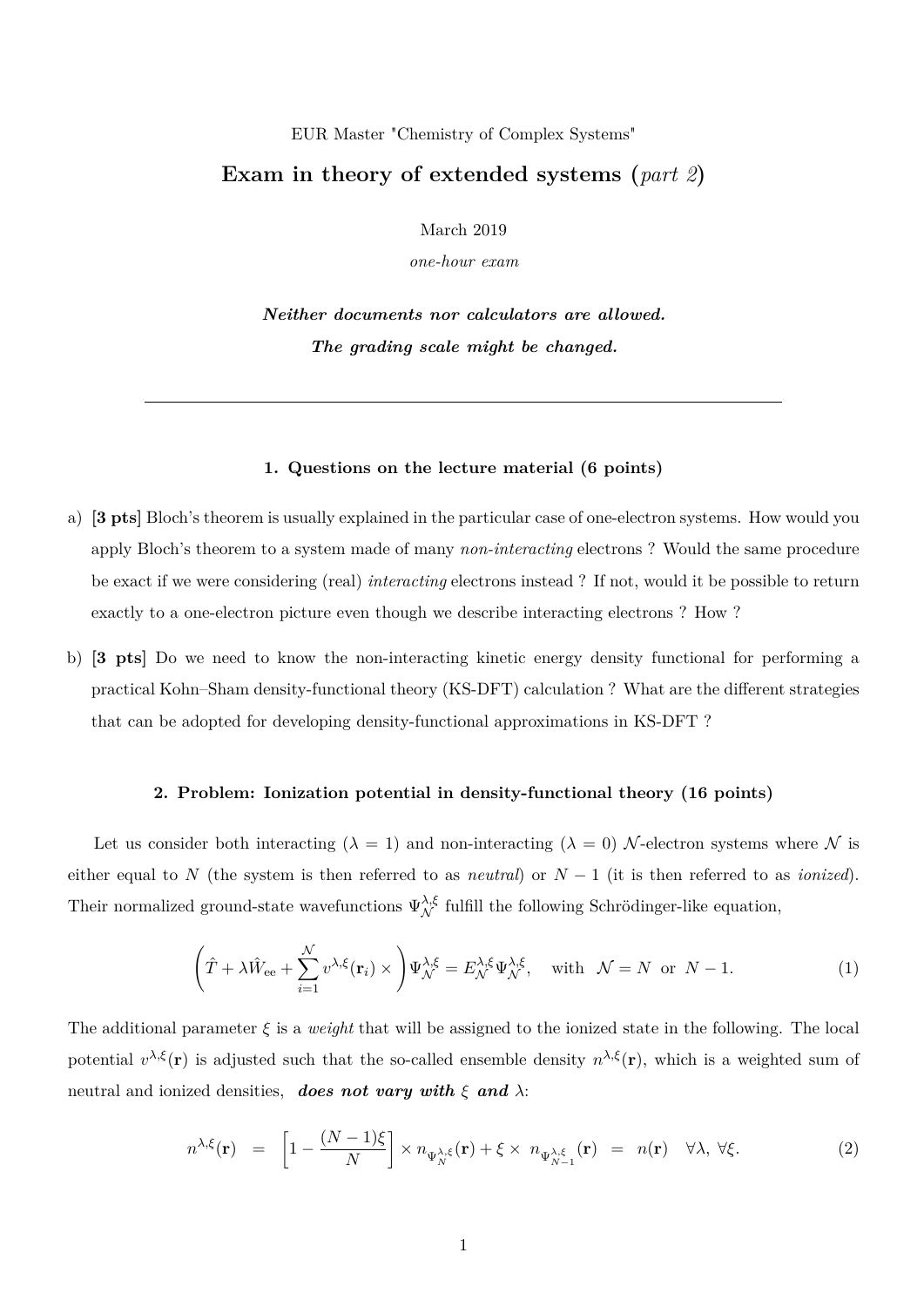EUR Master "Chemistry of Complex Systems"

# Exam in theory of extended systems (*part 2*)

March 2019

*one-hour exam*

***Neither documents nor calculators are allowed.***

***The grading scale might be changed.***

---

## 1. Questions on the lecture material (6 points)

a) **[3 pts]** Bloch's theorem is usually explained in the particular case of one-electron systems. How would you apply Bloch's theorem to a system made of many *non-interacting* electrons ? Would the same procedure be exact if we were considering (real) *interacting* electrons instead ? If not, would it be possible to return exactly to a one-electron picture even though we describe interacting electrons ? How ?

b) **[3 pts]** Do we need to know the non-interacting kinetic energy density functional for performing a practical Kohn–Sham density-functional theory (KS-DFT) calculation ? What are the different strategies that can be adopted for developing density-functional approximations in KS-DFT ?

## 2. Problem: Ionization potential in density-functional theory (16 points)

Let us consider both interacting ($\lambda = 1$) and non-interacting ($\lambda = 0$) $\mathcal{N}$-electron systems where $\mathcal{N}$ is either equal to $N$ (the system is then referred to as *neutral*) or $N-1$ (it is then referred to as *ionized*). Their normalized ground-state wavefunctions $\Psi_{\mathcal{N}}^{\lambda,\xi}$ fulfill the following Schrödinger-like equation,

$$\left(\hat{T} + \lambda \hat{W}_{\rm ee} + \sum_{i=1}^{\mathcal{N}} v^{\lambda,\xi}(\mathbf{r}_i) \times \right) \Psi_{\mathcal{N}}^{\lambda,\xi} = E_{\mathcal{N}}^{\lambda,\xi} \Psi_{\mathcal{N}}^{\lambda,\xi}, \quad \text{with} \quad \mathcal{N} = N \text{ or } N-1. \tag{1}$$

The additional parameter $\xi$ is a *weight* that will be assigned to the ionized state in the following. The local potential $v^{\lambda,\xi}(\mathbf{r})$ is adjusted such that the so-called ensemble density $n^{\lambda,\xi}(\mathbf{r})$, which is a weighted sum of neutral and ionized densities, ***does not vary with*** $\xi$ ***and*** $\lambda$:

$$n^{\lambda,\xi}(\mathbf{r}) \;\; = \;\; \left[1 - \frac{(N-1)\xi}{N}\right] \times n_{\Psi_N^{\lambda,\xi}}(\mathbf{r}) + \xi \times \; n_{\Psi_{N-1}^{\lambda,\xi}}(\mathbf{r}) \;\; = \;\; n(\mathbf{r}) \quad \forall \lambda, \; \forall \xi. \tag{2}$$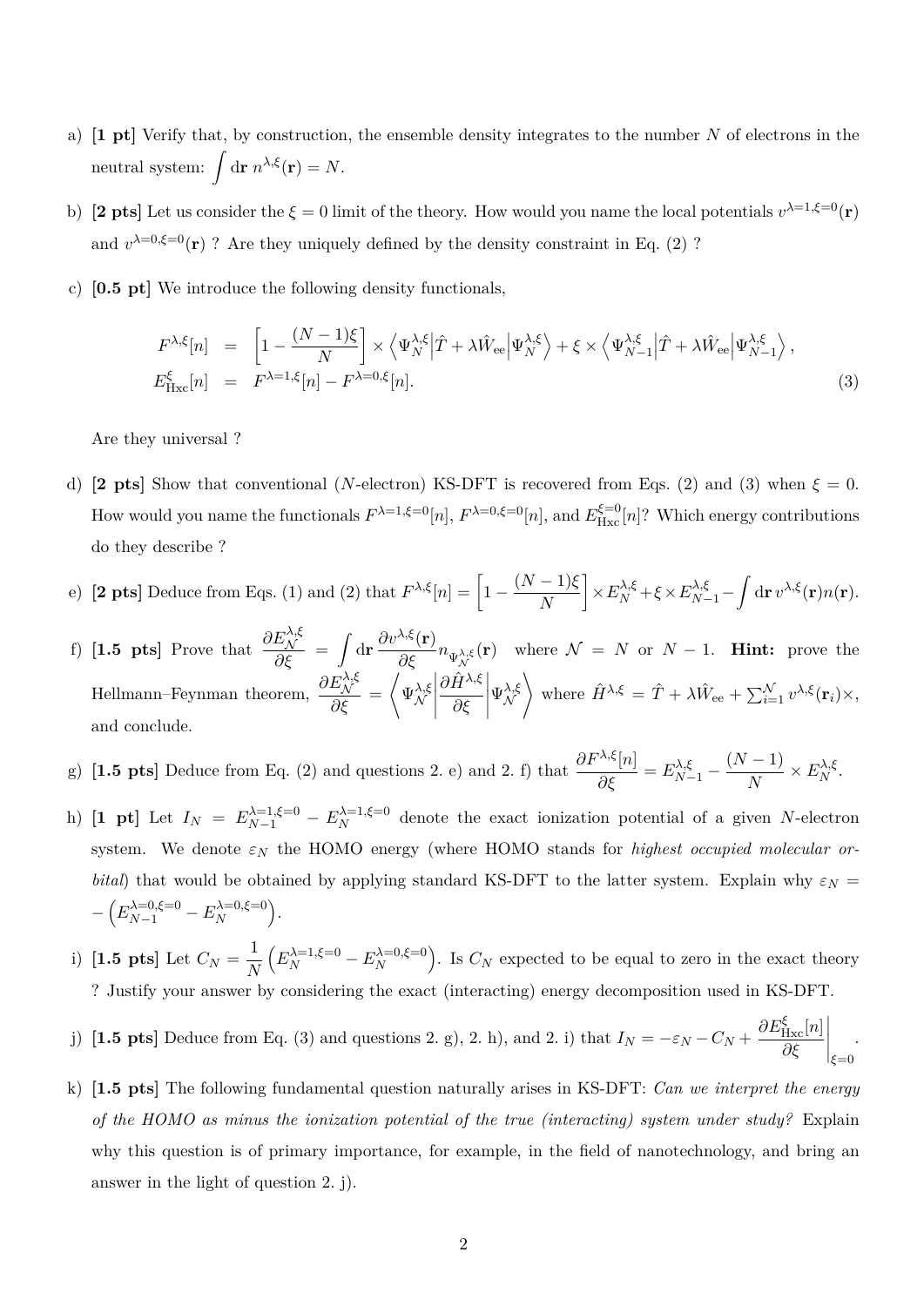a) **[1 pt]** Verify that, by construction, the ensemble density integrates to the number $N$ of electrons in the neutral system: $\int d\mathbf{r}\; n^{\lambda,\xi}(\mathbf{r}) = N$.

b) **[2 pts]** Let us consider the $\xi = 0$ limit of the theory. How would you name the local potentials $v^{\lambda=1,\xi=0}(\mathbf{r})$ and $v^{\lambda=0,\xi=0}(\mathbf{r})$ ? Are they uniquely defined by the density constraint in Eq. (2) ?

c) **[0.5 pt]** We introduce the following density functionals,

$$
\begin{aligned}
F^{\lambda,\xi}[n] &= \left[1 - \frac{(N-1)\xi}{N}\right] \times \left\langle \Psi_N^{\lambda,\xi} \middle| \hat{T} + \lambda \hat{W}_{\rm ee} \middle| \Psi_N^{\lambda,\xi} \right\rangle + \xi \times \left\langle \Psi_{N-1}^{\lambda,\xi} \middle| \hat{T} + \lambda \hat{W}_{\rm ee} \middle| \Psi_{N-1}^{\lambda,\xi} \right\rangle, \\
E_{\rm Hxc}^{\xi}[n] &= F^{\lambda=1,\xi}[n] - F^{\lambda=0,\xi}[n].
\end{aligned}
\tag{3}
$$

Are they universal ?

d) **[2 pts]** Show that conventional ($N$-electron) KS-DFT is recovered from Eqs. (2) and (3) when $\xi = 0$. How would you name the functionals $F^{\lambda=1,\xi=0}[n]$, $F^{\lambda=0,\xi=0}[n]$, and $E_{\rm Hxc}^{\xi=0}[n]$? Which energy contributions do they describe ?

e) **[2 pts]** Deduce from Eqs. (1) and (2) that $F^{\lambda,\xi}[n] = \left[1 - \dfrac{(N-1)\xi}{N}\right] \times E_N^{\lambda,\xi} + \xi \times E_{N-1}^{\lambda,\xi} - \displaystyle\int d\mathbf{r}\; v^{\lambda,\xi}(\mathbf{r}) n(\mathbf{r})$.

f) **[1.5 pts]** Prove that $\dfrac{\partial E_{\mathcal{N}}^{\lambda,\xi}}{\partial \xi} = \displaystyle\int d\mathbf{r}\, \frac{\partial v^{\lambda,\xi}(\mathbf{r})}{\partial \xi} n_{\Psi_{\mathcal{N}}^{\lambda,\xi}}(\mathbf{r})$ where $\mathcal{N} = N$ or $N-1$. **Hint:** prove the Hellmann–Feynman theorem, $\dfrac{\partial E_{\mathcal{N}}^{\lambda,\xi}}{\partial \xi} = \left\langle \Psi_{\mathcal{N}}^{\lambda,\xi} \middle| \dfrac{\partial \hat{H}^{\lambda,\xi}}{\partial \xi} \middle| \Psi_{\mathcal{N}}^{\lambda,\xi} \right\rangle$ where $\hat{H}^{\lambda,\xi} = \hat{T} + \lambda \hat{W}_{\rm ee} + \sum_{i=1}^{\mathcal{N}} v^{\lambda,\xi}(\mathbf{r}_i) \times$, and conclude.

g) **[1.5 pts]** Deduce from Eq. (2) and questions 2. e) and 2. f) that $\dfrac{\partial F^{\lambda,\xi}[n]}{\partial \xi} = E_{N-1}^{\lambda,\xi} - \dfrac{(N-1)}{N} \times E_N^{\lambda,\xi}$.

h) **[1 pt]** Let $I_N = E_{N-1}^{\lambda=1,\xi=0} - E_N^{\lambda=1,\xi=0}$ denote the exact ionization potential of a given $N$-electron system. We denote $\varepsilon_N$ the HOMO energy (where HOMO stands for *highest occupied molecular orbital*) that would be obtained by applying standard KS-DFT to the latter system. Explain why $\varepsilon_N = -\left(E_{N-1}^{\lambda=0,\xi=0} - E_N^{\lambda=0,\xi=0}\right)$.

i) **[1.5 pts]** Let $C_N = \dfrac{1}{N}\left(E_N^{\lambda=1,\xi=0} - E_N^{\lambda=0,\xi=0}\right)$. Is $C_N$ expected to be equal to zero in the exact theory ? Justify your answer by considering the exact (interacting) energy decomposition used in KS-DFT.

j) **[1.5 pts]** Deduce from Eq. (3) and questions 2. g), 2. h), and 2. i) that $I_N = -\varepsilon_N - C_N + \left.\dfrac{\partial E_{\rm Hxc}^{\xi}[n]}{\partial \xi}\right|_{\xi=0}$.

k) **[1.5 pts]** The following fundamental question naturally arises in KS-DFT: *Can we interpret the energy of the HOMO as minus the ionization potential of the true (interacting) system under study?* Explain why this question is of primary importance, for example, in the field of nanotechnology, and bring an answer in the light of question 2. j).